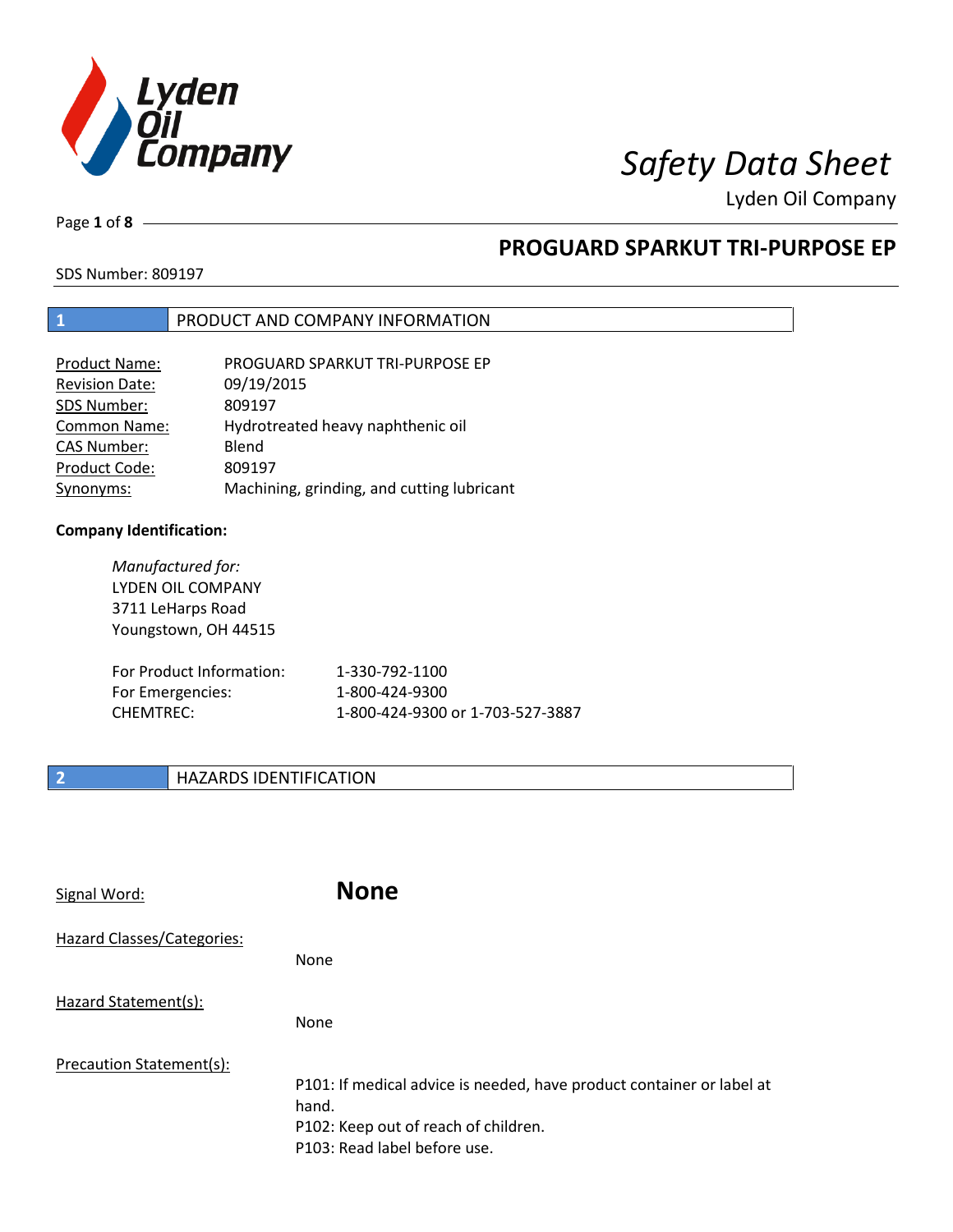# Safety Data Sheet

Lyden Oil Company

## PROGUARD SPARKUT TRI-PURPOSE EP

SDS Number: 809197

## 1 PRODUCT AND COMPANY INFORMATION

| | |
|---|---|
| Product Name: | PROGUARD SPARKUT TRI-PURPOSE EP |
| Revision Date: | 09/19/2015 |
| SDS Number: | 809197 |
| Common Name: | Hydrotreated heavy naphthenic oil |
| CAS Number: | Blend |
| Product Code: | 809197 |
| Synonyms: | Machining, grinding, and cutting lubricant |

**Company Identification:**

*Manufactured for:*
LYDEN OIL COMPANY
3711 LeHarps Road
Youngstown, OH 44515

| | |
|---|---|
| For Product Information: | 1-330-792-1100 |
| For Emergencies: | 1-800-424-9300 |
| CHEMTREC: | 1-800-424-9300 or 1-703-527-3887 |

## 2 HAZARDS IDENTIFICATION

Signal Word: **None**

Hazard Classes/Categories:

None

Hazard Statement(s):

None

Precaution Statement(s):

P101: If medical advice is needed, have product container or label at hand.
P102: Keep out of reach of children.
P103: Read label before use.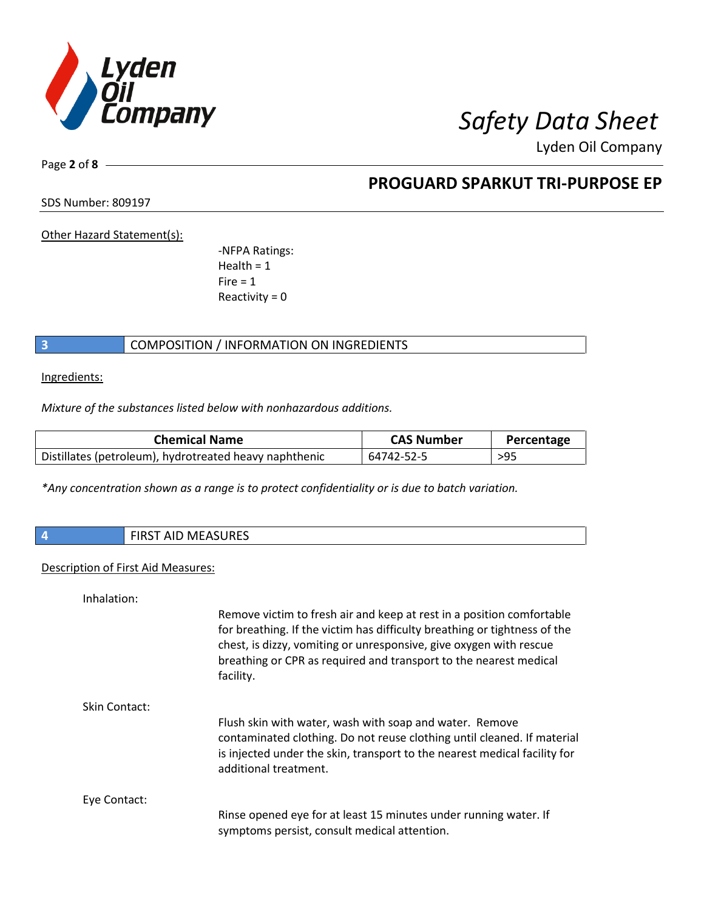Other Hazard Statement(s):

-NFPA Ratings:
Health = 1
Fire = 1
Reactivity = 0

## 3 COMPOSITION / INFORMATION ON INGREDIENTS

Ingredients:

*Mixture of the substances listed below with nonhazardous additions.*

| Chemical Name | CAS Number | Percentage |
|---|---|---|
| Distillates (petroleum), hydrotreated heavy naphthenic | 64742-52-5 | >95 |

*\*Any concentration shown as a range is to protect confidentiality or is due to batch variation.*

## 4 FIRST AID MEASURES

Description of First Aid Measures:

Inhalation:

Remove victim to fresh air and keep at rest in a position comfortable for breathing. If the victim has difficulty breathing or tightness of the chest, is dizzy, vomiting or unresponsive, give oxygen with rescue breathing or CPR as required and transport to the nearest medical facility.

Skin Contact:

Flush skin with water, wash with soap and water. Remove contaminated clothing. Do not reuse clothing until cleaned. If material is injected under the skin, transport to the nearest medical facility for additional treatment.

Eye Contact:

Rinse opened eye for at least 15 minutes under running water. If symptoms persist, consult medical attention.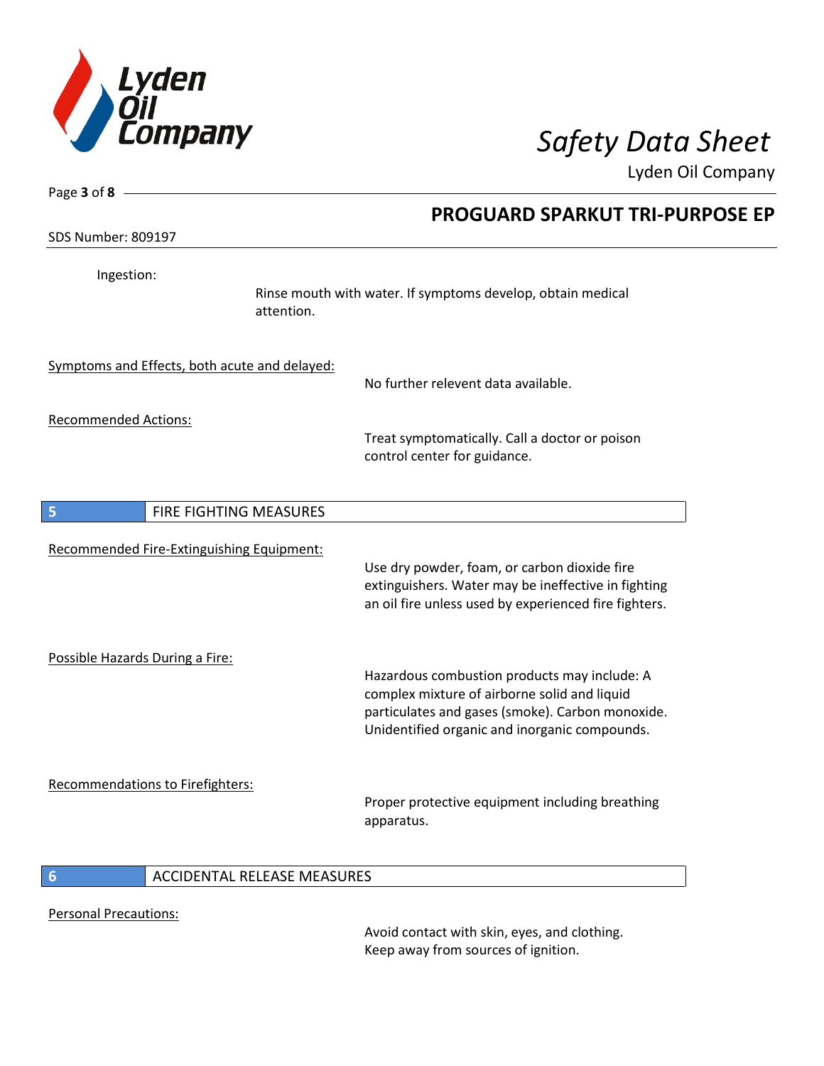Ingestion:

Rinse mouth with water. If symptoms develop, obtain medical attention.

Symptoms and Effects, both acute and delayed:

No further relevent data available.

Recommended Actions:

Treat symptomatically. Call a doctor or poison control center for guidance.

## 5 FIRE FIGHTING MEASURES

Recommended Fire-Extinguishing Equipment:

Use dry powder, foam, or carbon dioxide fire extinguishers. Water may be ineffective in fighting an oil fire unless used by experienced fire fighters.

Possible Hazards During a Fire:

Hazardous combustion products may include: A complex mixture of airborne solid and liquid particulates and gases (smoke). Carbon monoxide. Unidentified organic and inorganic compounds.

Recommendations to Firefighters:

Proper protective equipment including breathing apparatus.

## 6 ACCIDENTAL RELEASE MEASURES

Personal Precautions:

Avoid contact with skin, eyes, and clothing. Keep away from sources of ignition.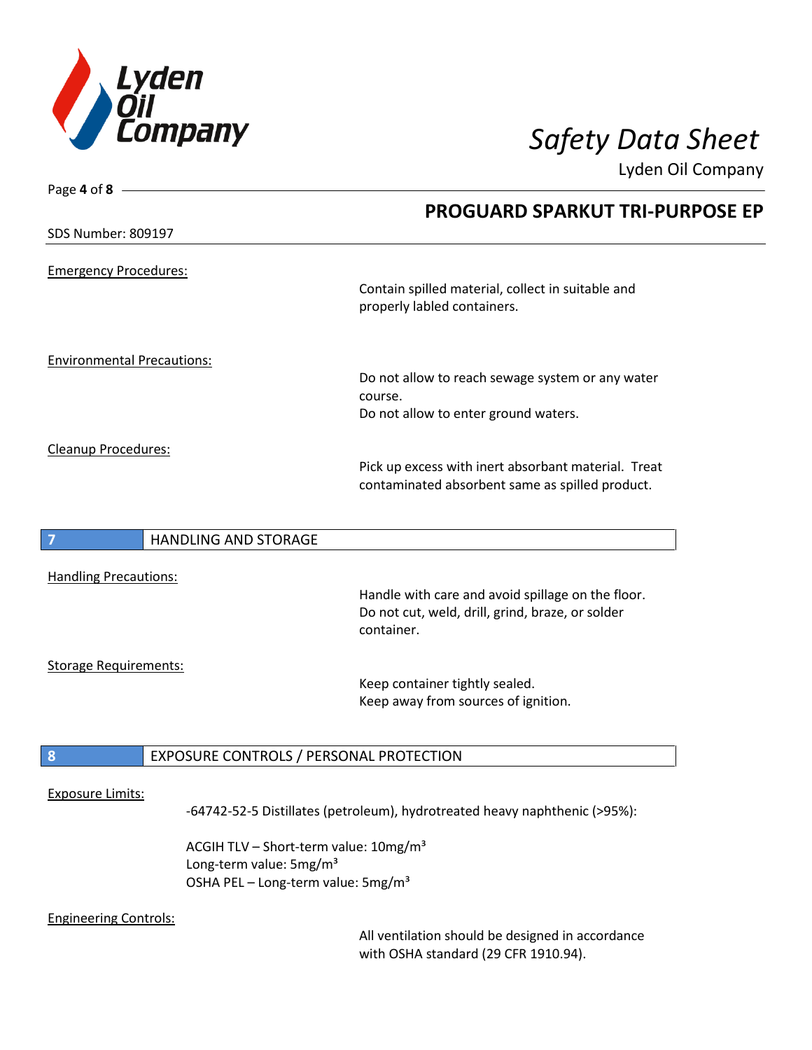SDS Number: 809197

Emergency Procedures:

Contain spilled material, collect in suitable and properly labled containers.

Environmental Precautions:

Do not allow to reach sewage system or any water course.
Do not allow to enter ground waters.

Cleanup Procedures:

Pick up excess with inert absorbant material. Treat contaminated absorbent same as spilled product.

## 7 HANDLING AND STORAGE

Handling Precautions:

Handle with care and avoid spillage on the floor.
Do not cut, weld, drill, grind, braze, or solder container.

Storage Requirements:

Keep container tightly sealed.
Keep away from sources of ignition.

## 8 EXPOSURE CONTROLS / PERSONAL PROTECTION

Exposure Limits:

-64742-52-5 Distillates (petroleum), hydrotreated heavy naphthenic (>95%):

ACGIH TLV – Short-term value: 10mg/m³
Long-term value: 5mg/m³
OSHA PEL – Long-term value: 5mg/m³

Engineering Controls:

All ventilation should be designed in accordance with OSHA standard (29 CFR 1910.94).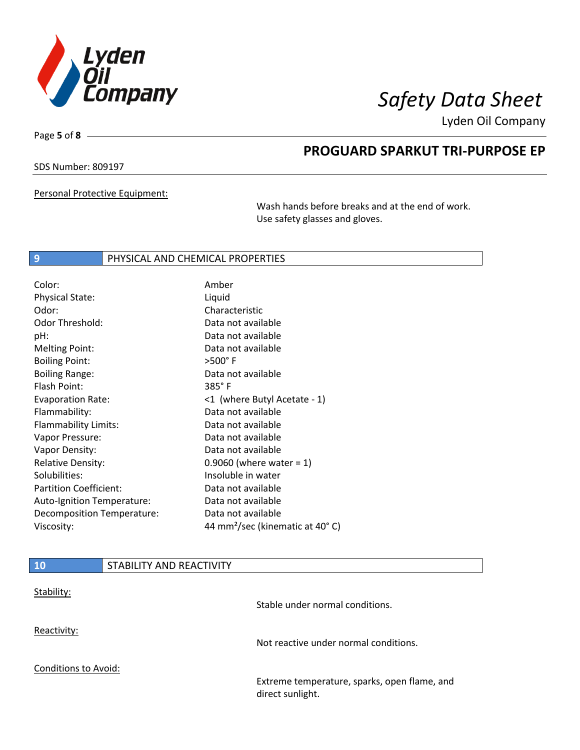Personal Protective Equipment:

Wash hands before breaks and at the end of work.
Use safety glasses and gloves.

## 9 PHYSICAL AND CHEMICAL PROPERTIES

| Property | Value |
|---|---|
| Color: | Amber |
| Physical State: | Liquid |
| Odor: | Characteristic |
| Odor Threshold: | Data not available |
| pH: | Data not available |
| Melting Point: | Data not available |
| Boiling Point: | >500° F |
| Boiling Range: | Data not available |
| Flash Point: | 385° F |
| Evaporation Rate: | <1 (where Butyl Acetate - 1) |
| Flammability: | Data not available |
| Flammability Limits: | Data not available |
| Vapor Pressure: | Data not available |
| Vapor Density: | Data not available |
| Relative Density: | 0.9060 (where water = 1) |
| Solubilities: | Insoluble in water |
| Partition Coefficient: | Data not available |
| Auto-Ignition Temperature: | Data not available |
| Decomposition Temperature: | Data not available |
| Viscosity: | 44 $mm^2$/sec (kinematic at 40° C) |

## 10 STABILITY AND REACTIVITY

Stability:

Stable under normal conditions.

Reactivity:

Not reactive under normal conditions.

Conditions to Avoid:

Extreme temperature, sparks, open flame, and direct sunlight.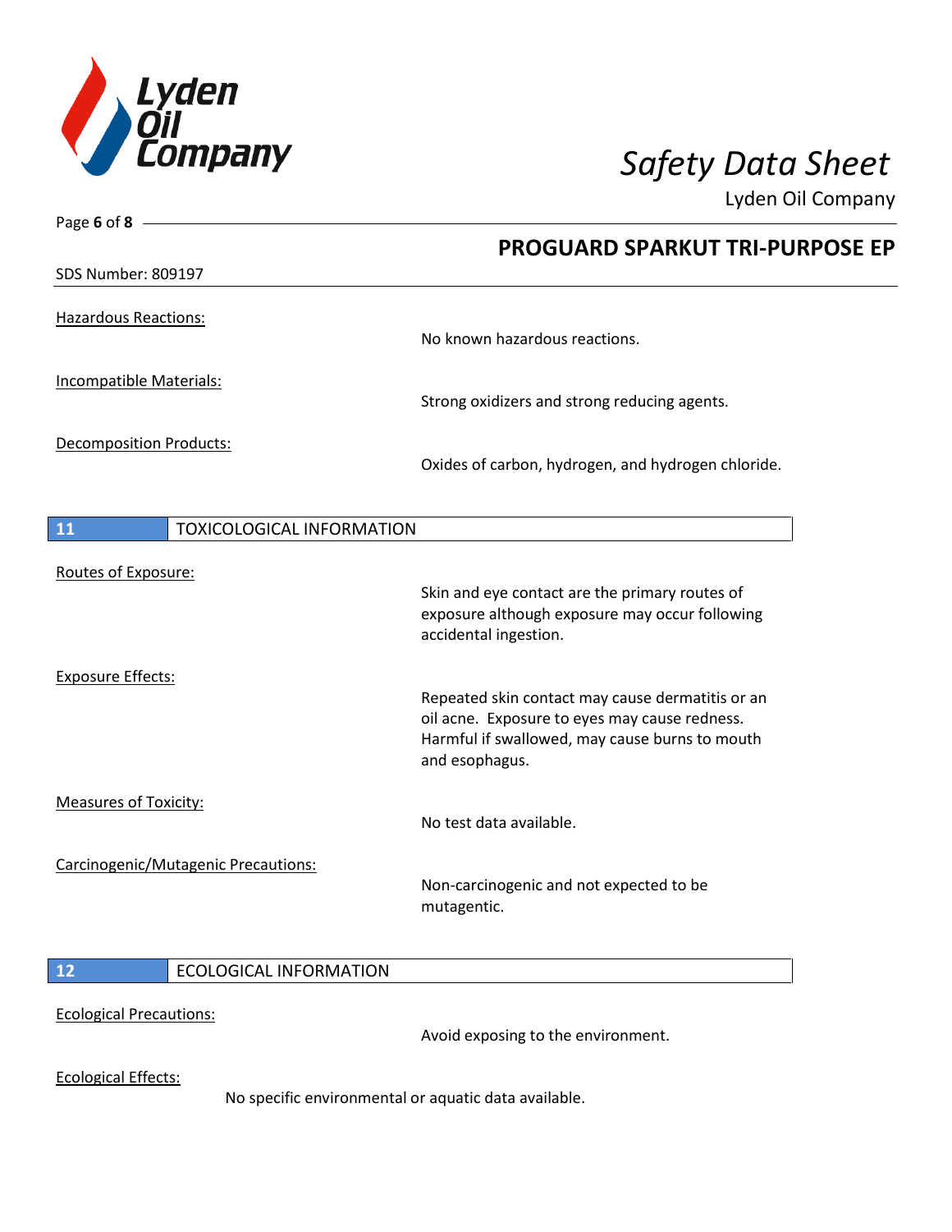Hazardous Reactions:

No known hazardous reactions.

Incompatible Materials:

Strong oxidizers and strong reducing agents.

Decomposition Products:

Oxides of carbon, hydrogen, and hydrogen chloride.

## 11 TOXICOLOGICAL INFORMATION

Routes of Exposure:

Skin and eye contact are the primary routes of exposure although exposure may occur following accidental ingestion.

Exposure Effects:

Repeated skin contact may cause dermatitis or an oil acne. Exposure to eyes may cause redness. Harmful if swallowed, may cause burns to mouth and esophagus.

Measures of Toxicity:

No test data available.

Carcinogenic/Mutagenic Precautions:

Non-carcinogenic and not expected to be mutagentic.

## 12 ECOLOGICAL INFORMATION

Ecological Precautions:

Avoid exposing to the environment.

Ecological Effects:

No specific environmental or aquatic data available.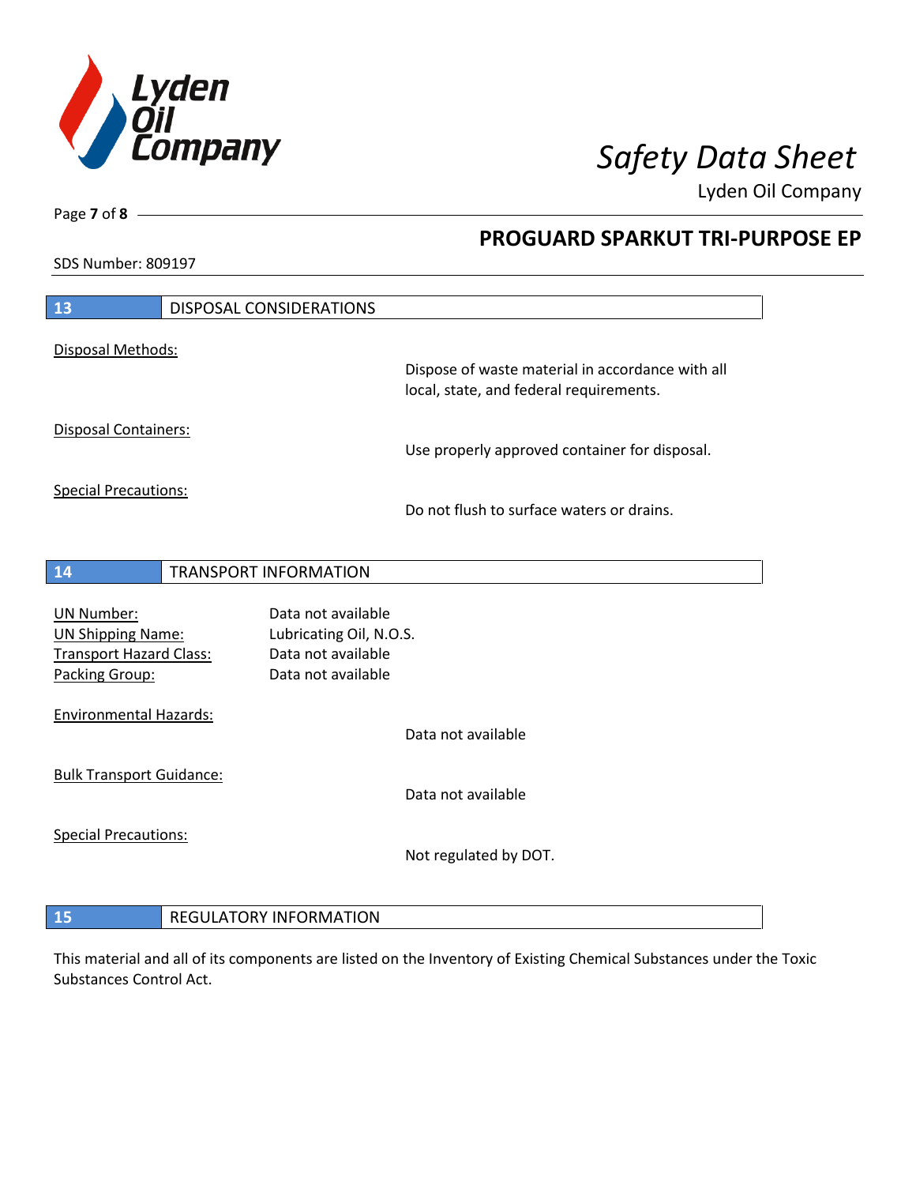## 13 DISPOSAL CONSIDERATIONS

Disposal Methods:

Dispose of waste material in accordance with all local, state, and federal requirements.

Disposal Containers:

Use properly approved container for disposal.

Special Precautions:

Do not flush to surface waters or drains.

## 14 TRANSPORT INFORMATION

| | |
|---|---|
| UN Number: | Data not available |
| UN Shipping Name: | Lubricating Oil, N.O.S. |
| Transport Hazard Class: | Data not available |
| Packing Group: | Data not available |

Environmental Hazards:

Data not available

Bulk Transport Guidance:

Data not available

Special Precautions:

Not regulated by DOT.

## 15 REGULATORY INFORMATION

This material and all of its components are listed on the Inventory of Existing Chemical Substances under the Toxic Substances Control Act.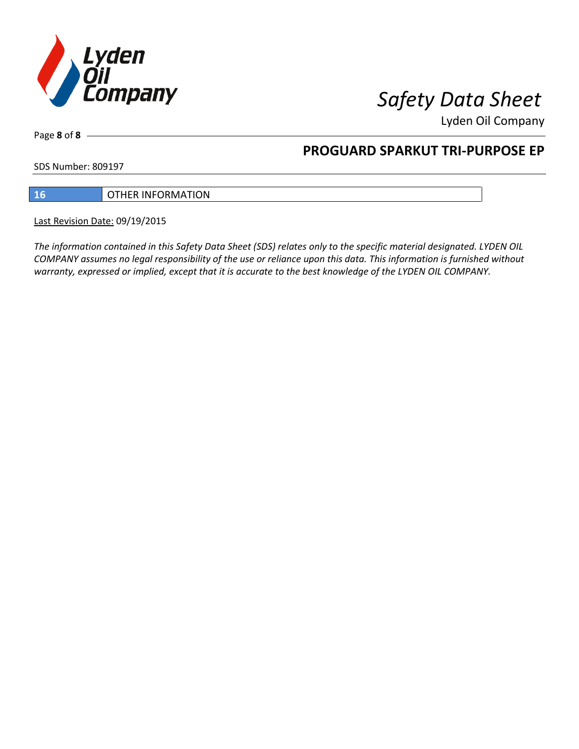## 16 OTHER INFORMATION

Last Revision Date: 09/19/2015

*The information contained in this Safety Data Sheet (SDS) relates only to the specific material designated. LYDEN OIL COMPANY assumes no legal responsibility of the use or reliance upon this data. This information is furnished without warranty, expressed or implied, except that it is accurate to the best knowledge of the LYDEN OIL COMPANY.*